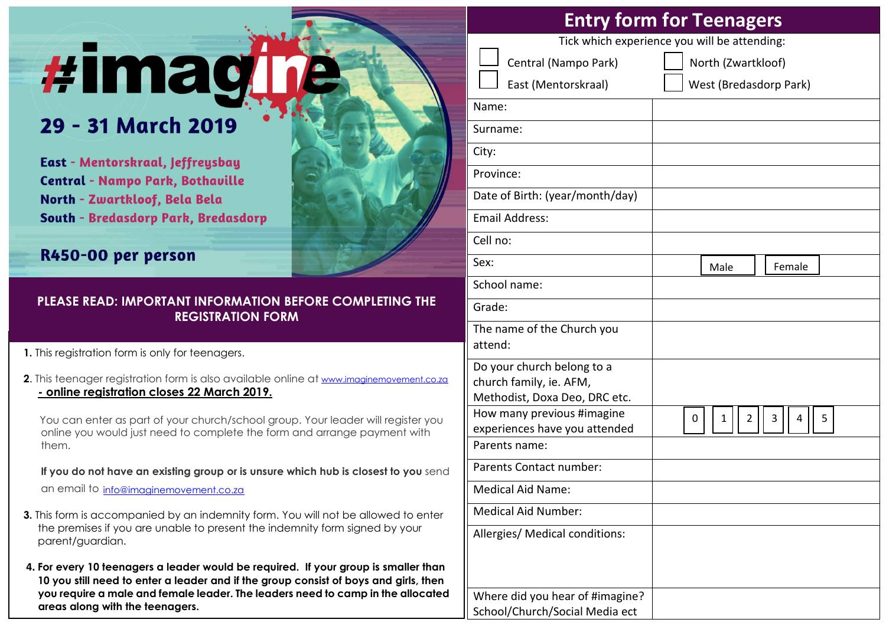# #imagine

## 29 - 31 March 2019

**East** - Mentorskraal, Jeffreysbay
**Central** - Nampo Park, Bothaville
**North** - Zwartkloof, Bela Bela
**South** - Bredasdorp Park, Bredasdorp

**R450-00 per person**

### PLEASE READ: IMPORTANT INFORMATION BEFORE COMPLETING THE REGISTRATION FORM

**1.** This registration form is only for teenagers.

**2.** This teenager registration form is also available online at www.imaginemovement.co.za **- online registration closes 22 March 2019.**

You can enter as part of your church/school group. Your leader will register you online you would just need to complete the form and arrange payment with them.

**If you do not have an existing group or is unsure which hub is closest to you** send an email to info@imaginemovement.co.za

**3.** This form is accompanied by an indemnity form. You will not be allowed to enter the premises if you are unable to present the indemnity form signed by your parent/guardian.

**4. For every 10 teenagers a leader would be required. If your group is smaller than 10 you still need to enter a leader and if the group consist of boys and girls, then you require a male and female leader. The leaders need to camp in the allocated areas along with the teenagers.**

## Entry form for Teenagers

Tick which experience you will be attending:

- ☐ Central (Nampo Park)
- ☐ North (Zwartkloof)
- ☐ East (Mentorskraal)
- ☐ West (Bredasdorp Park)

| Field | |
|---|---|
| Name: | |
| Surname: | |
| City: | |
| Province: | |
| Date of Birth: (year/month/day) | |
| Email Address: | |
| Cell no: | |
| Sex: | ☐ Male ☐ Female |
| School name: | |
| Grade: | |
| The name of the Church you attend: | |
| Do your church belong to a church family, ie. AFM, Methodist, Doxa Deo, DRC etc. | |
| How many previous #imagine experiences have you attended | ☐ 0 ☐ 1 ☐ 2 ☐ 3 ☐ 4 ☐ 5 |
| Parents name: | |
| Parents Contact number: | |
| Medical Aid Name: | |
| Medical Aid Number: | |
| Allergies/ Medical conditions: | |
| Where did you hear of #imagine? School/Church/Social Media ect | |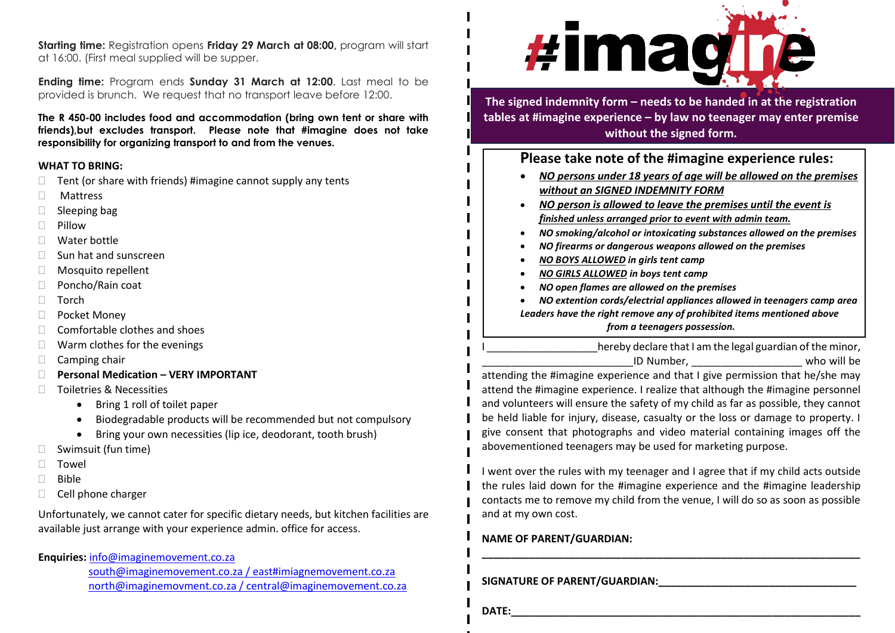**Starting time:** Registration opens **Friday 29 March at 08:00**, program will start at 16:00. (First meal supplied will be supper.

**Ending time:** Program ends **Sunday 31 March at 12:00**. Last meal to be provided is brunch. We request that no transport leave before 12:00.

**The R 450-00 includes food and accommodation (bring own tent or share with friends),but excludes transport. Please note that #imagine does not take responsibility for organizing transport to and from the venues.**

**WHAT TO BRING:**

- ☐ Tent (or share with friends) #imagine cannot supply any tents
- ☐ Mattress
- ☐ Sleeping bag
- ☐ Pillow
- ☐ Water bottle
- ☐ Sun hat and sunscreen
- ☐ Mosquito repellent
- ☐ Poncho/Rain coat
- ☐ Torch
- ☐ Pocket Money
- ☐ Comfortable clothes and shoes
- ☐ Warm clothes for the evenings
- ☐ Camping chair
- ☐ **Personal Medication – VERY IMPORTANT**
- ☐ Toiletries & Necessities
  - Bring 1 roll of toilet paper
  - Biodegradable products will be recommended but not compulsory
  - Bring your own necessities (lip ice, deodorant, tooth brush)
- ☐ Swimsuit (fun time)
- ☐ Towel
- ☐ Bible
- ☐ Cell phone charger

Unfortunately, we cannot cater for specific dietary needs, but kitchen facilities are available just arrange with your experience admin. office for access.

**Enquiries:** info@imaginemovement.co.za
south@imaginemovement.co.za / east#imiagnemovement.co.za
north@imaginemovment.co.za / central@imaginemovement.co.za

# #imagine

**The signed indemnity form – needs to be handed in at the registration tables at #imagine experience – by law no teenager may enter premise without the signed form.**

## Please take note of the #imagine experience rules:

- ***NO persons under 18 years of age will be allowed on the premises without an SIGNED INDEMNITY FORM***
- ***NO person is allowed to leave the premises until the event is finished unless arranged prior to event with admin team.***
- ***NO smoking/alcohol or intoxicating substances allowed on the premises***
- ***NO firearms or dangerous weapons allowed on the premises***
- ***NO BOYS ALLOWED in girls tent camp***
- ***NO GIRLS ALLOWED in boys tent camp***
- ***NO open flames are allowed on the premises***
- ***NO extention cords/electrial appliances allowed in teenagers camp area***

***Leaders have the right remove any of prohibited items mentioned above from a teenagers possession.***

I ___________________ hereby declare that I am the legal guardian of the minor, __________________________ ID Number, ___________________ who will be attending the #imagine experience and that I give permission that he/she may attend the #imagine experience. I realize that although the #imagine personnel and volunteers will ensure the safety of my child as far as possible, they cannot be held liable for injury, disease, casualty or the loss or damage to property. I give consent that photographs and video material containing images off the abovementioned teenagers may be used for marketing purpose.

I went over the rules with my teenager and I agree that if my child acts outside the rules laid down for the #imagine experience and the #imagine leadership contacts me to remove my child from the venue, I will do so as soon as possible and at my own cost.

**NAME OF PARENT/GUARDIAN:**

______________________________________________________________

**SIGNATURE OF PARENT/GUARDIAN:**___________________________________

**DATE:**_______________________________________________________